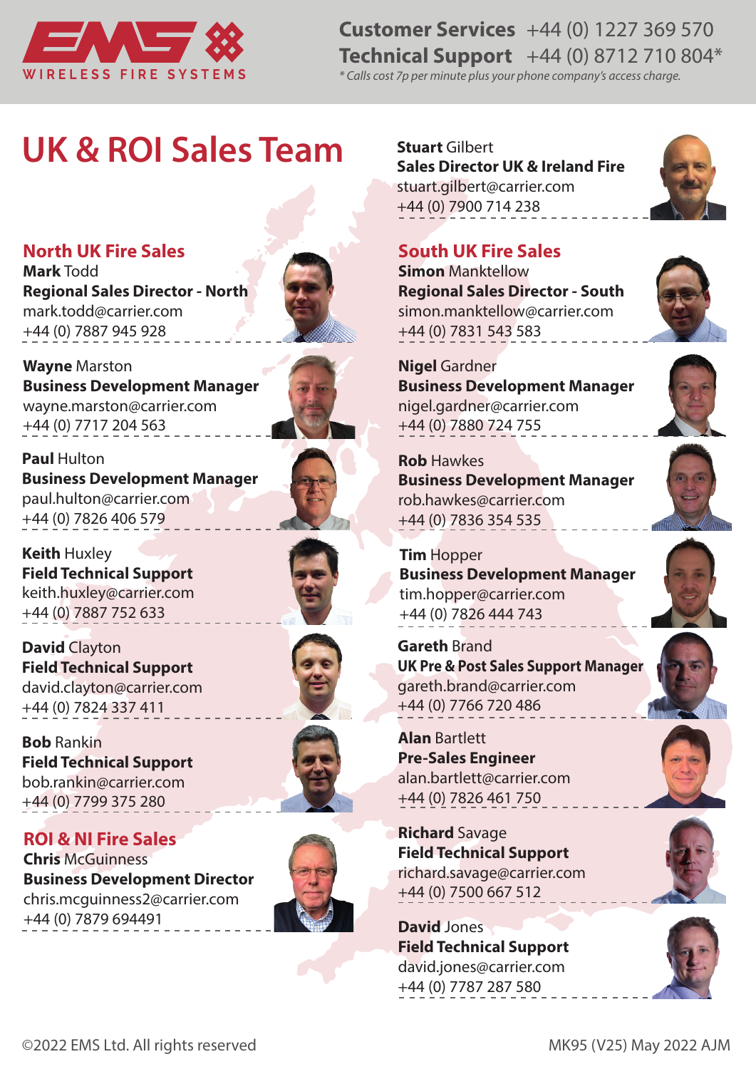EMS WIRELESS FIRE SYSTEMS

**Customer Services** +44 (0) 1227 369 570
**Technical Support** +44 (0) 8712 710 804*
*\* Calls cost 7p per minute plus your phone company's access charge.*

# UK & ROI Sales Team

**Stuart** Gilbert
**Sales Director UK & Ireland Fire**
stuart.gilbert@carrier.com
+44 (0) 7900 714 238

## North UK Fire Sales

**Mark** Todd
**Regional Sales Director - North**
mark.todd@carrier.com
+44 (0) 7887 945 928

**Wayne** Marston
**Business Development Manager**
wayne.marston@carrier.com
+44 (0) 7717 204 563

**Paul** Hulton
**Business Development Manager**
paul.hulton@carrier.com
+44 (0) 7826 406 579

**Keith** Huxley
**Field Technical Support**
keith.huxley@carrier.com
+44 (0) 7887 752 633

**David** Clayton
**Field Technical Support**
david.clayton@carrier.com
+44 (0) 7824 337 411

**Bob** Rankin
**Field Technical Support**
bob.rankin@carrier.com
+44 (0) 7799 375 280

## ROI & NI Fire Sales

**Chris** McGuinness
**Business Development Director**
chris.mcguinness2@carrier.com
+44 (0) 7879 694491

## South UK Fire Sales

**Simon** Manktellow
**Regional Sales Director - South**
simon.manktellow@carrier.com
+44 (0) 7831 543 583

**Nigel** Gardner
**Business Development Manager**
nigel.gardner@carrier.com
+44 (0) 7880 724 755

**Rob** Hawkes
**Business Development Manager**
rob.hawkes@carrier.com
+44 (0) 7836 354 535

**Tim** Hopper
**Business Development Manager**
tim.hopper@carrier.com
+44 (0) 7826 444 743

**Gareth** Brand
**UK Pre & Post Sales Support Manager**
gareth.brand@carrier.com
+44 (0) 7766 720 486

**Alan** Bartlett
**Pre-Sales Engineer**
alan.bartlett@carrier.com
+44 (0) 7826 461 750

**Richard** Savage
**Field Technical Support**
richard.savage@carrier.com
+44 (0) 7500 667 512

**David** Jones
**Field Technical Support**
david.jones@carrier.com
+44 (0) 7787 287 580

©2022 EMS Ltd. All rights reserved

MK95 (V25) May 2022 AJM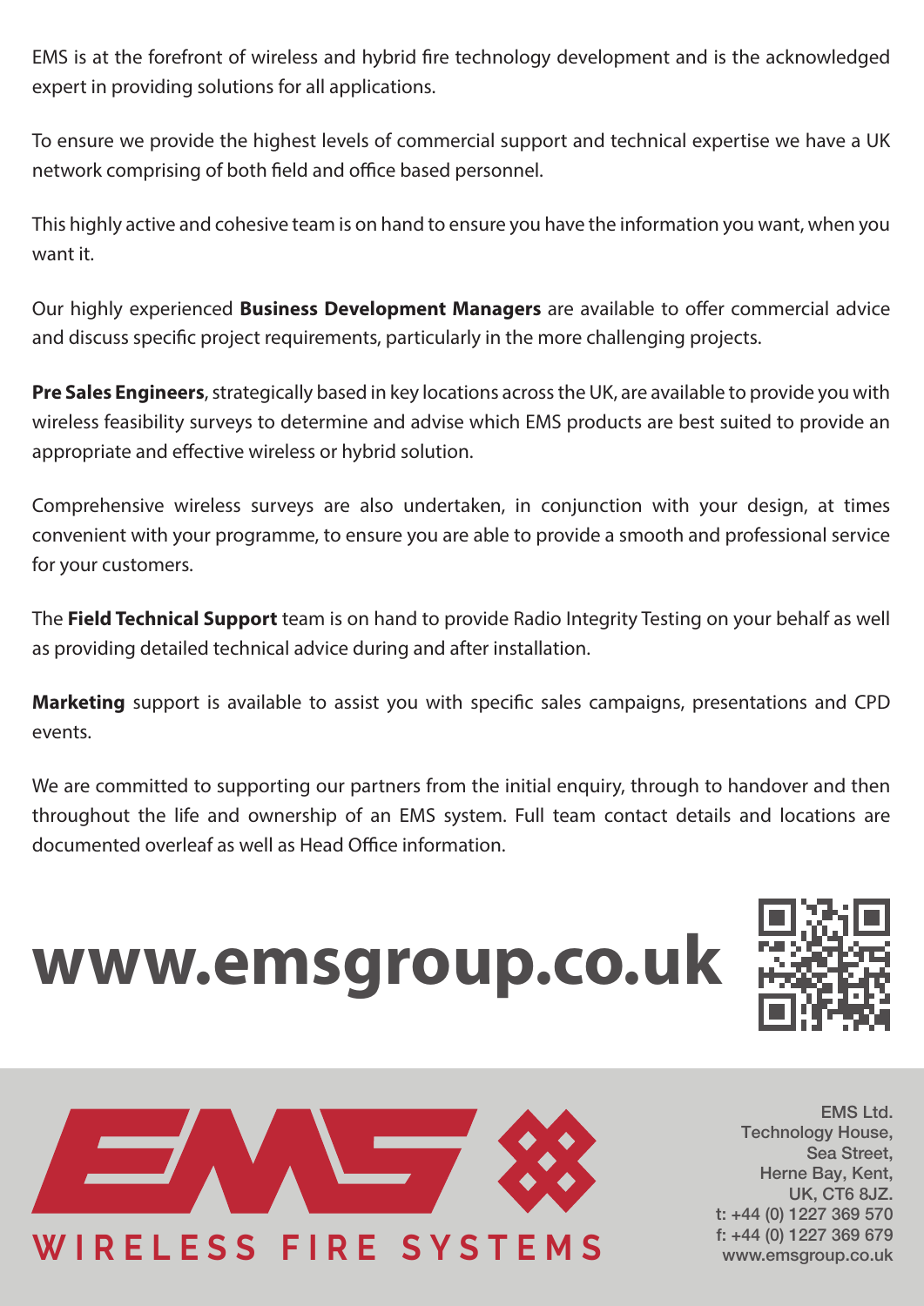EMS is at the forefront of wireless and hybrid fire technology development and is the acknowledged expert in providing solutions for all applications.

To ensure we provide the highest levels of commercial support and technical expertise we have a UK network comprising of both field and office based personnel.

This highly active and cohesive team is on hand to ensure you have the information you want, when you want it.

Our highly experienced **Business Development Managers** are available to offer commercial advice and discuss specific project requirements, particularly in the more challenging projects.

**Pre Sales Engineers**, strategically based in key locations across the UK, are available to provide you with wireless feasibility surveys to determine and advise which EMS products are best suited to provide an appropriate and effective wireless or hybrid solution.

Comprehensive wireless surveys are also undertaken, in conjunction with your design, at times convenient with your programme, to ensure you are able to provide a smooth and professional service for your customers.

The **Field Technical Support** team is on hand to provide Radio Integrity Testing on your behalf as well as providing detailed technical advice during and after installation.

**Marketing** support is available to assist you with specific sales campaigns, presentations and CPD events.

We are committed to supporting our partners from the initial enquiry, through to handover and then throughout the life and ownership of an EMS system. Full team contact details and locations are documented overleaf as well as Head Office information.

# www.emsgroup.co.uk

WIRELESS FIRE SYSTEMS

EMS Ltd.
Technology House,
Sea Street,
Herne Bay, Kent,
UK, CT6 8JZ.
t: +44 (0) 1227 369 570
f: +44 (0) 1227 369 679
www.emsgroup.co.uk